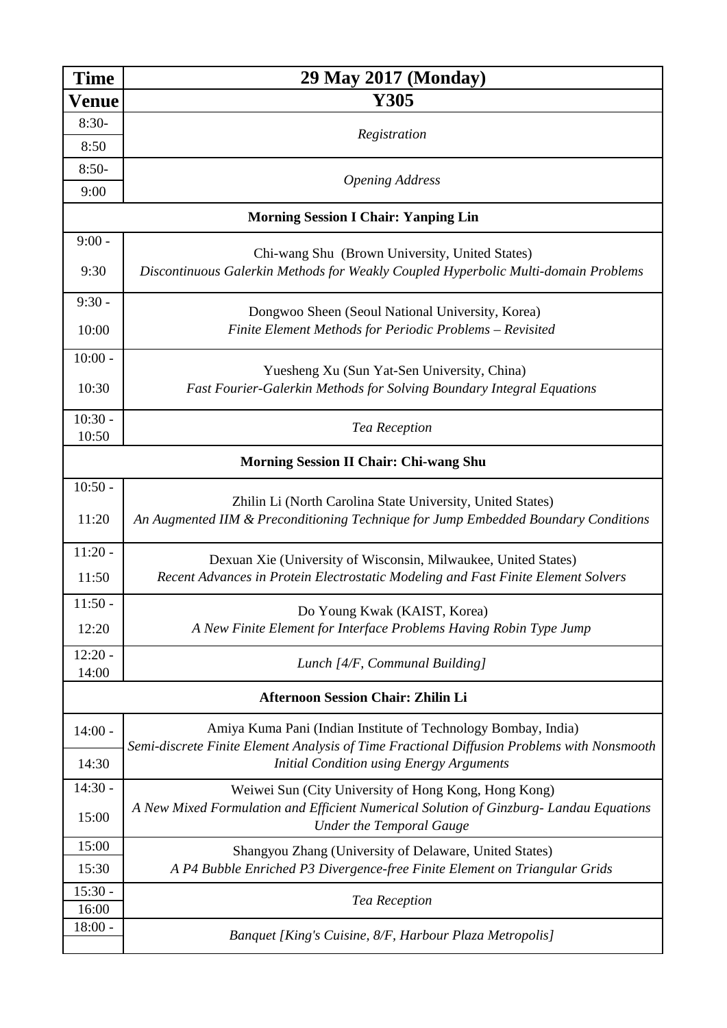| Time | 29 May 2017 (Monday) |
|---|---|
| **Venue** | **Y305** |
| 8:30-8:50 | *Registration* |
| 8:50-9:00 | *Opening Address* |
| **Morning Session I Chair: Yanping Lin** | |
| 9:00 - 9:30 | Chi-wang Shu (Brown University, United States)<br>*Discontinuous Galerkin Methods for Weakly Coupled Hyperbolic Multi-domain Problems* |
| 9:30 - 10:00 | Dongwoo Sheen (Seoul National University, Korea)<br>*Finite Element Methods for Periodic Problems – Revisited* |
| 10:00 - 10:30 | Yuesheng Xu (Sun Yat-Sen University, China)<br>*Fast Fourier-Galerkin Methods for Solving Boundary Integral Equations* |
| 10:30 - 10:50 | *Tea Reception* |
| **Morning Session II Chair: Chi-wang Shu** | |
| 10:50 - 11:20 | Zhilin Li (North Carolina State University, United States)<br>*An Augmented IIM & Preconditioning Technique for Jump Embedded Boundary Conditions* |
| 11:20 - 11:50 | Dexuan Xie (University of Wisconsin, Milwaukee, United States)<br>*Recent Advances in Protein Electrostatic Modeling and Fast Finite Element Solvers* |
| 11:50 - 12:20 | Do Young Kwak (KAIST, Korea)<br>*A New Finite Element for Interface Problems Having Robin Type Jump* |
| 12:20 - 14:00 | *Lunch [4/F, Communal Building]* |
| **Afternoon Session Chair: Zhilin Li** | |
| 14:00 - 14:30 | Amiya Kuma Pani (Indian Institute of Technology Bombay, India)<br>*Semi-discrete Finite Element Analysis of Time Fractional Diffusion Problems with Nonsmooth Initial Condition using Energy Arguments* |
| 14:30 - 15:00 | Weiwei Sun (City University of Hong Kong, Hong Kong)<br>*A New Mixed Formulation and Efficient Numerical Solution of Ginzburg- Landau Equations Under the Temporal Gauge* |
| 15:00 15:30 | Shangyou Zhang (University of Delaware, United States)<br>*A P4 Bubble Enriched P3 Divergence-free Finite Element on Triangular Grids* |
| 15:30 - 16:00 | *Tea Reception* |
| 18:00 - | *Banquet [King's Cuisine, 8/F, Harbour Plaza Metropolis]* |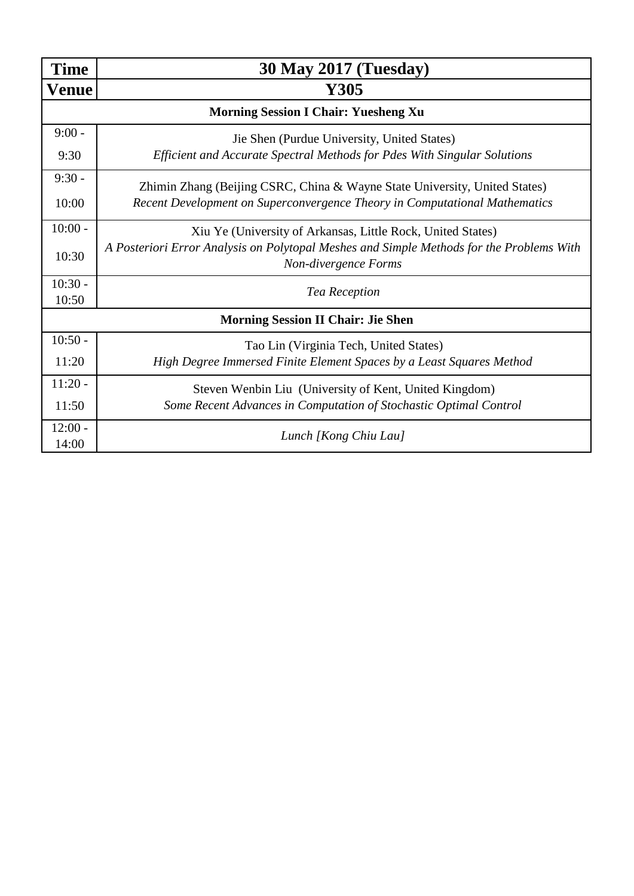| **Time** | **30 May 2017 (Tuesday)** |
| --- | --- |
| **Venue** | **Y305** |
| **Morning Session I Chair: Yuesheng Xu** | |
| 9:00 - 9:30 | Jie Shen (Purdue University, United States)<br>*Efficient and Accurate Spectral Methods for Pdes With Singular Solutions* |
| 9:30 - 10:00 | Zhimin Zhang (Beijing CSRC, China & Wayne State University, United States)<br>*Recent Development on Superconvergence Theory in Computational Mathematics* |
| 10:00 - 10:30 | Xiu Ye (University of Arkansas, Little Rock, United States)<br>*A Posteriori Error Analysis on Polytopal Meshes and Simple Methods for the Problems With Non-divergence Forms* |
| 10:30 - 10:50 | *Tea Reception* |
| **Morning Session II Chair: Jie Shen** | |
| 10:50 - 11:20 | Tao Lin (Virginia Tech, United States)<br>*High Degree Immersed Finite Element Spaces by a Least Squares Method* |
| 11:20 - 11:50 | Steven Wenbin Liu (University of Kent, United Kingdom)<br>*Some Recent Advances in Computation of Stochastic Optimal Control* |
| 12:00 - 14:00 | *Lunch [Kong Chiu Lau]* |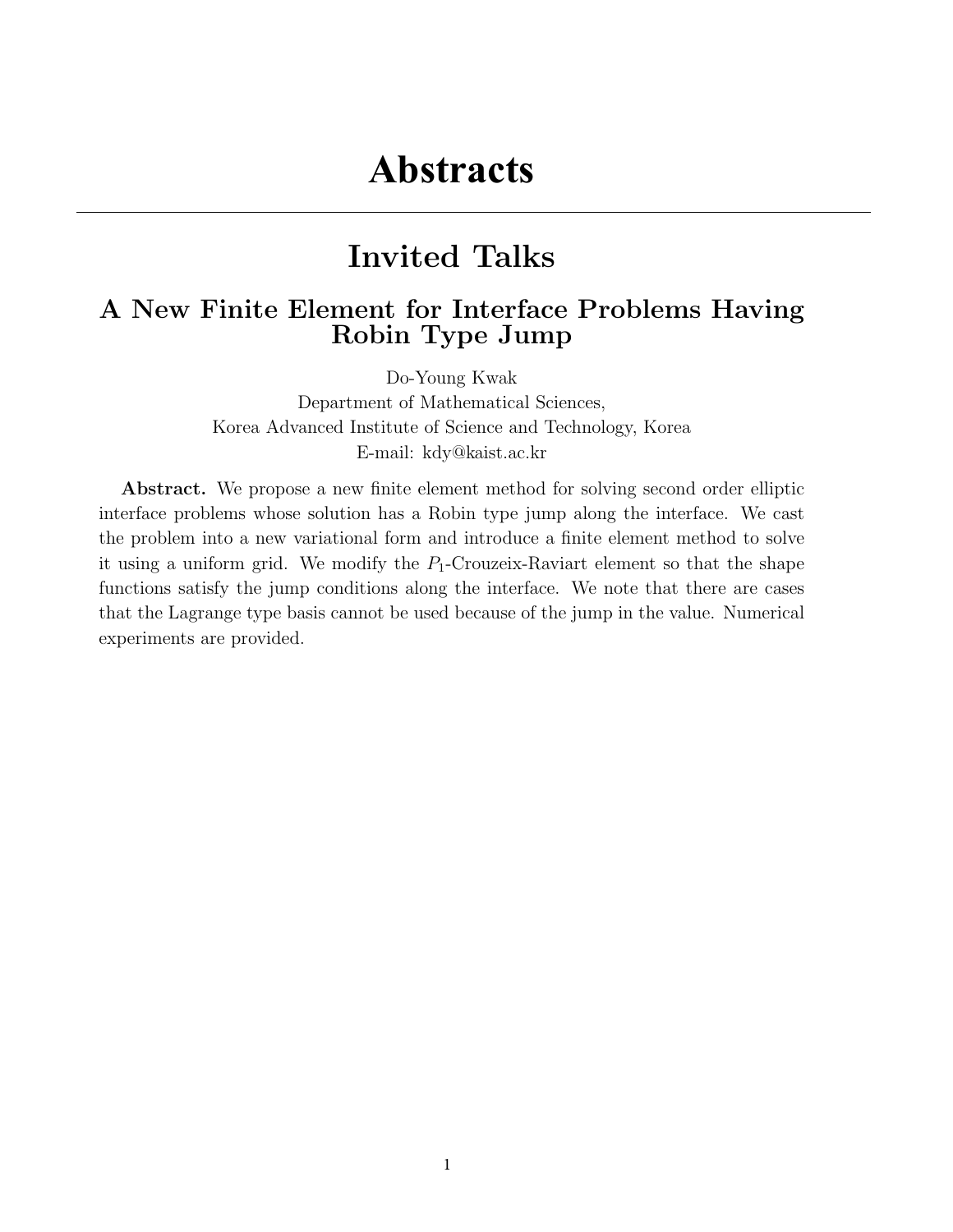# Abstracts

## Invited Talks

### A New Finite Element for Interface Problems Having Robin Type Jump

Do-Young Kwak
Department of Mathematical Sciences,
Korea Advanced Institute of Science and Technology, Korea
E-mail: kdy@kaist.ac.kr

**Abstract.** We propose a new finite element method for solving second order elliptic interface problems whose solution has a Robin type jump along the interface. We cast the problem into a new variational form and introduce a finite element method to solve it using a uniform grid. We modify the $P_1$-Crouzeix-Raviart element so that the shape functions satisfy the jump conditions along the interface. We note that there are cases that the Lagrange type basis cannot be used because of the jump in the value. Numerical experiments are provided.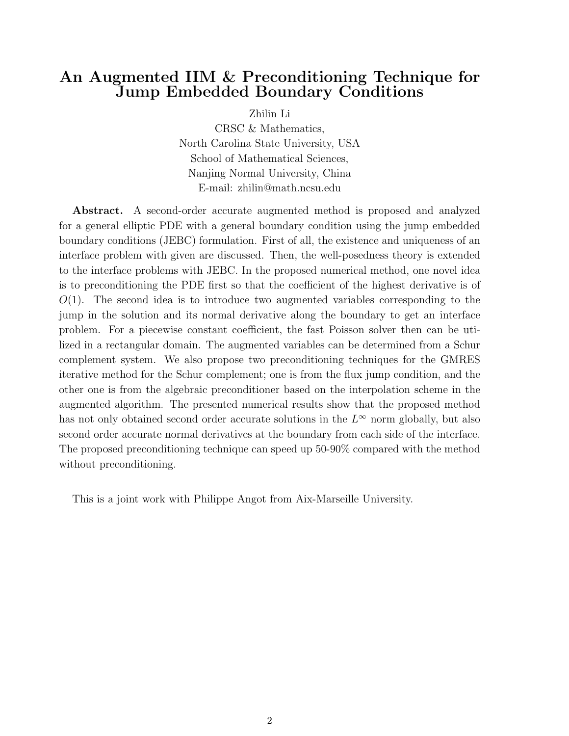# An Augmented IIM & Preconditioning Technique for Jump Embedded Boundary Conditions

Zhilin Li
CRSC & Mathematics,
North Carolina State University, USA
School of Mathematical Sciences,
Nanjing Normal University, China
E-mail: zhilin@math.ncsu.edu

**Abstract.** A second-order accurate augmented method is proposed and analyzed for a general elliptic PDE with a general boundary condition using the jump embedded boundary conditions (JEBC) formulation. First of all, the existence and uniqueness of an interface problem with given are discussed. Then, the well-posedness theory is extended to the interface problems with JEBC. In the proposed numerical method, one novel idea is to preconditioning the PDE first so that the coefficient of the highest derivative is of $O(1)$. The second idea is to introduce two augmented variables corresponding to the jump in the solution and its normal derivative along the boundary to get an interface problem. For a piecewise constant coefficient, the fast Poisson solver then can be utilized in a rectangular domain. The augmented variables can be determined from a Schur complement system. We also propose two preconditioning techniques for the GMRES iterative method for the Schur complement; one is from the flux jump condition, and the other one is from the algebraic preconditioner based on the interpolation scheme in the augmented algorithm. The presented numerical results show that the proposed method has not only obtained second order accurate solutions in the $L^\infty$ norm globally, but also second order accurate normal derivatives at the boundary from each side of the interface. The proposed preconditioning technique can speed up 50-90% compared with the method without preconditioning.

This is a joint work with Philippe Angot from Aix-Marseille University.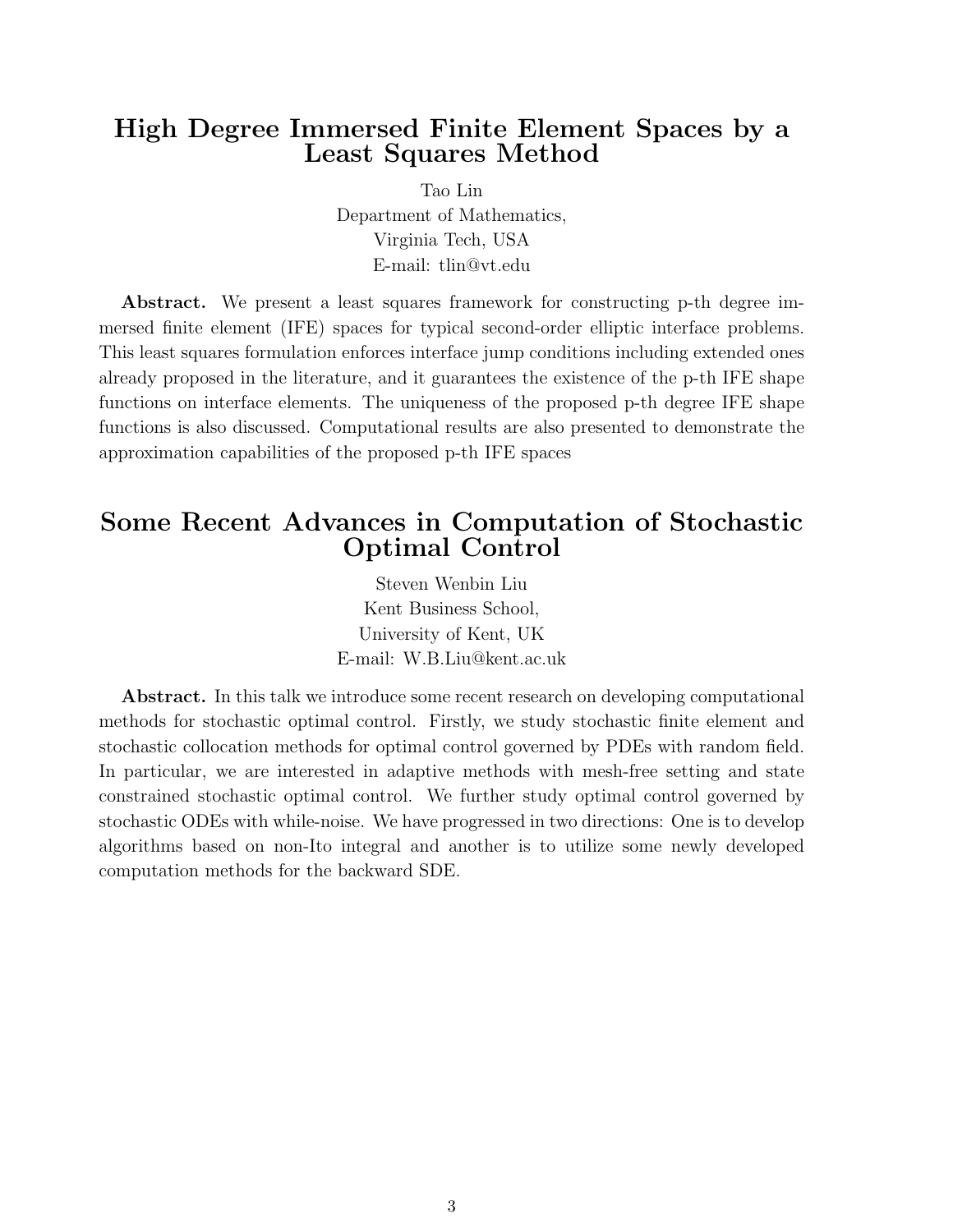## High Degree Immersed Finite Element Spaces by a Least Squares Method

Tao Lin
Department of Mathematics,
Virginia Tech, USA
E-mail: tlin@vt.edu

**Abstract.** We present a least squares framework for constructing p-th degree immersed finite element (IFE) spaces for typical second-order elliptic interface problems. This least squares formulation enforces interface jump conditions including extended ones already proposed in the literature, and it guarantees the existence of the p-th IFE shape functions on interface elements. The uniqueness of the proposed p-th degree IFE shape functions is also discussed. Computational results are also presented to demonstrate the approximation capabilities of the proposed p-th IFE spaces

## Some Recent Advances in Computation of Stochastic Optimal Control

Steven Wenbin Liu
Kent Business School,
University of Kent, UK
E-mail: W.B.Liu@kent.ac.uk

**Abstract.** In this talk we introduce some recent research on developing computational methods for stochastic optimal control. Firstly, we study stochastic finite element and stochastic collocation methods for optimal control governed by PDEs with random field. In particular, we are interested in adaptive methods with mesh-free setting and state constrained stochastic optimal control. We further study optimal control governed by stochastic ODEs with while-noise. We have progressed in two directions: One is to develop algorithms based on non-Ito integral and another is to utilize some newly developed computation methods for the backward SDE.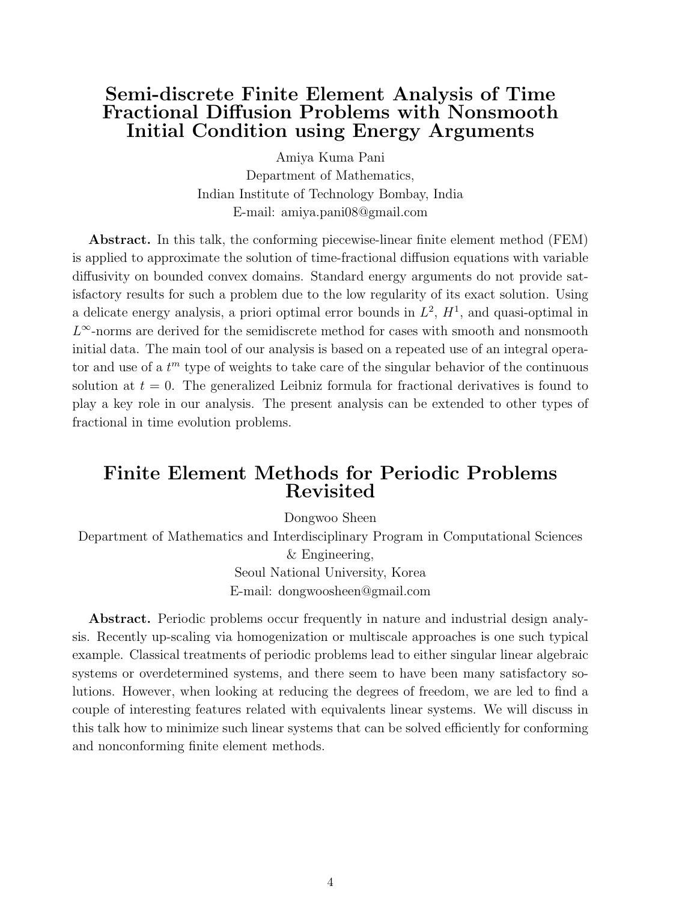## Semi-discrete Finite Element Analysis of Time Fractional Diffusion Problems with Nonsmooth Initial Condition using Energy Arguments

Amiya Kuma Pani
Department of Mathematics,
Indian Institute of Technology Bombay, India
E-mail: amiya.pani08@gmail.com

**Abstract.** In this talk, the conforming piecewise-linear finite element method (FEM) is applied to approximate the solution of time-fractional diffusion equations with variable diffusivity on bounded convex domains. Standard energy arguments do not provide satisfactory results for such a problem due to the low regularity of its exact solution. Using a delicate energy analysis, a priori optimal error bounds in $L^2$, $H^1$, and quasi-optimal in $L^\infty$-norms are derived for the semidiscrete method for cases with smooth and nonsmooth initial data. The main tool of our analysis is based on a repeated use of an integral operator and use of a $t^m$ type of weights to take care of the singular behavior of the continuous solution at $t = 0$. The generalized Leibniz formula for fractional derivatives is found to play a key role in our analysis. The present analysis can be extended to other types of fractional in time evolution problems.

## Finite Element Methods for Periodic Problems Revisited

Dongwoo Sheen
Department of Mathematics and Interdisciplinary Program in Computational Sciences & Engineering,
Seoul National University, Korea
E-mail: dongwoosheen@gmail.com

**Abstract.** Periodic problems occur frequently in nature and industrial design analysis. Recently up-scaling via homogenization or multiscale approaches is one such typical example. Classical treatments of periodic problems lead to either singular linear algebraic systems or overdetermined systems, and there seem to have been many satisfactory solutions. However, when looking at reducing the degrees of freedom, we are led to find a couple of interesting features related with equivalents linear systems. We will discuss in this talk how to minimize such linear systems that can be solved efficiently for conforming and nonconforming finite element methods.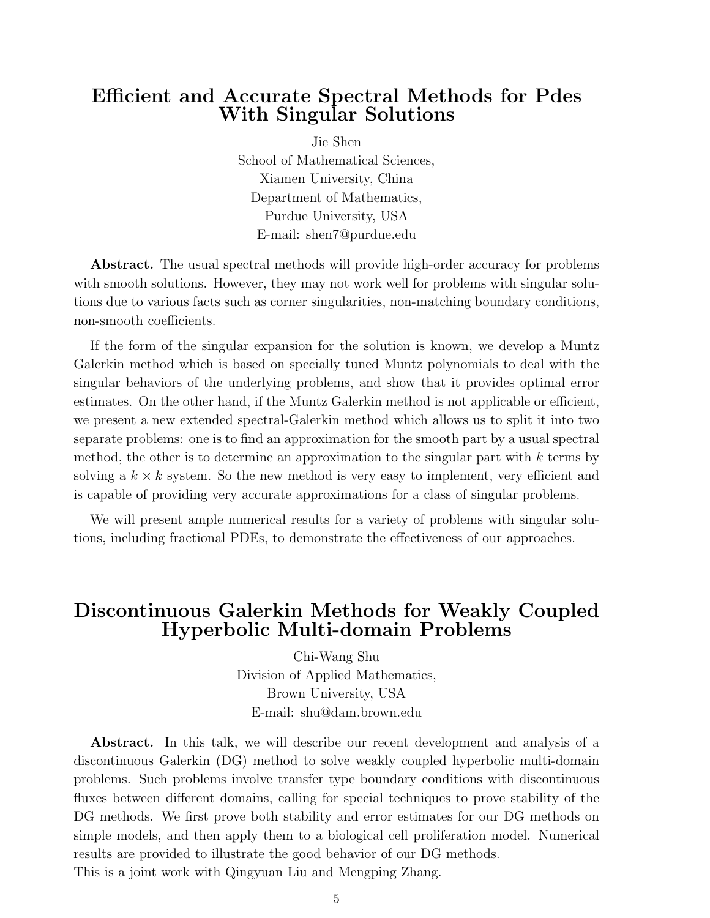## Efficient and Accurate Spectral Methods for Pdes With Singular Solutions

Jie Shen
School of Mathematical Sciences,
Xiamen University, China
Department of Mathematics,
Purdue University, USA
E-mail: shen7@purdue.edu

**Abstract.** The usual spectral methods will provide high-order accuracy for problems with smooth solutions. However, they may not work well for problems with singular solutions due to various facts such as corner singularities, non-matching boundary conditions, non-smooth coefficients.

If the form of the singular expansion for the solution is known, we develop a Muntz Galerkin method which is based on specially tuned Muntz polynomials to deal with the singular behaviors of the underlying problems, and show that it provides optimal error estimates. On the other hand, if the Muntz Galerkin method is not applicable or efficient, we present a new extended spectral-Galerkin method which allows us to split it into two separate problems: one is to find an approximation for the smooth part by a usual spectral method, the other is to determine an approximation to the singular part with $k$ terms by solving a $k \times k$ system. So the new method is very easy to implement, very efficient and is capable of providing very accurate approximations for a class of singular problems.

We will present ample numerical results for a variety of problems with singular solutions, including fractional PDEs, to demonstrate the effectiveness of our approaches.

## Discontinuous Galerkin Methods for Weakly Coupled Hyperbolic Multi-domain Problems

Chi-Wang Shu
Division of Applied Mathematics,
Brown University, USA
E-mail: shu@dam.brown.edu

**Abstract.** In this talk, we will describe our recent development and analysis of a discontinuous Galerkin (DG) method to solve weakly coupled hyperbolic multi-domain problems. Such problems involve transfer type boundary conditions with discontinuous fluxes between different domains, calling for special techniques to prove stability of the DG methods. We first prove both stability and error estimates for our DG methods on simple models, and then apply them to a biological cell proliferation model. Numerical results are provided to illustrate the good behavior of our DG methods.
This is a joint work with Qingyuan Liu and Mengping Zhang.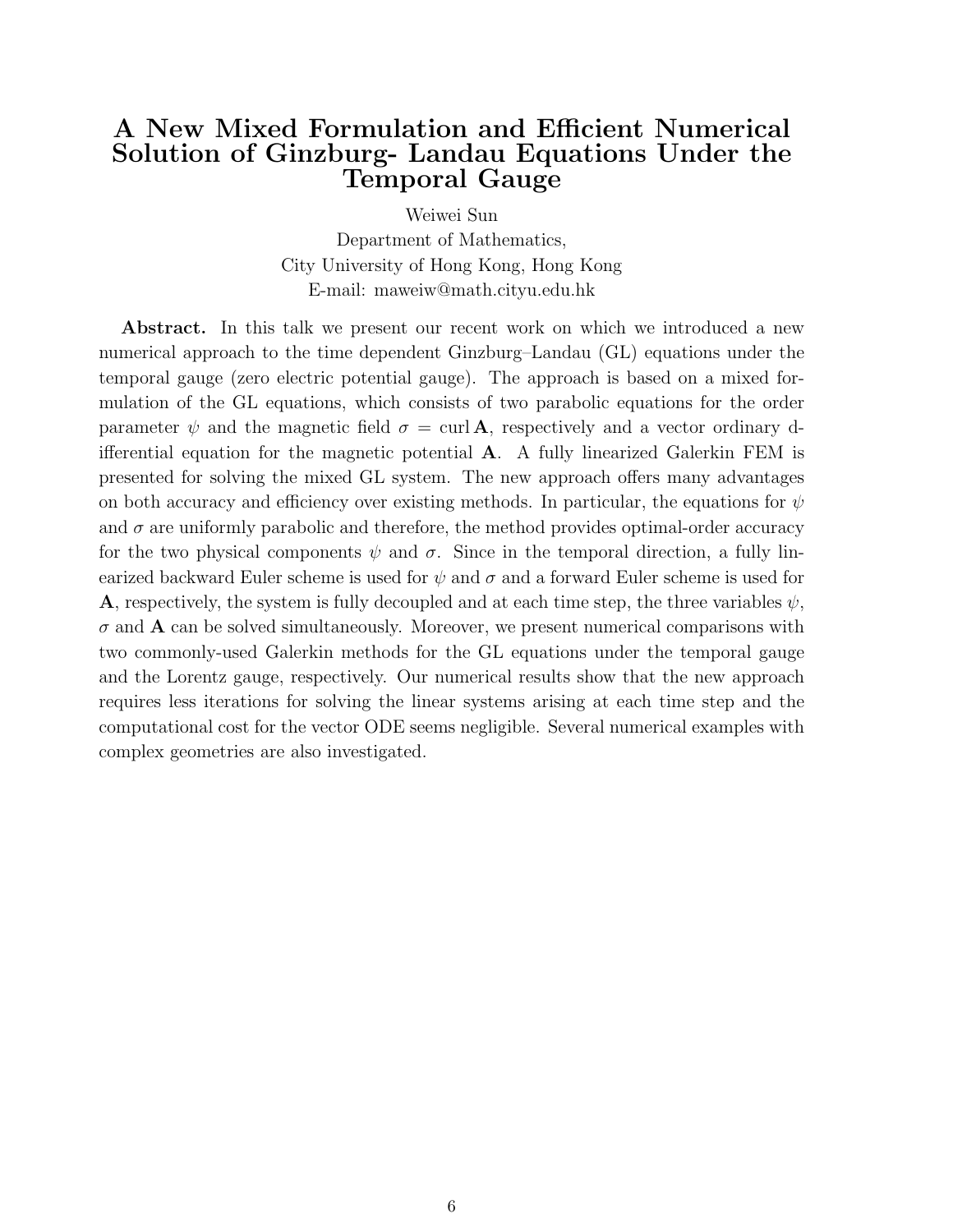# A New Mixed Formulation and Efficient Numerical Solution of Ginzburg- Landau Equations Under the Temporal Gauge

Weiwei Sun
Department of Mathematics,
City University of Hong Kong, Hong Kong
E-mail: maweiw@math.cityu.edu.hk

**Abstract.** In this talk we present our recent work on which we introduced a new numerical approach to the time dependent Ginzburg–Landau (GL) equations under the temporal gauge (zero electric potential gauge). The approach is based on a mixed formulation of the GL equations, which consists of two parabolic equations for the order parameter $\psi$ and the magnetic field $\sigma = \operatorname{curl} \mathbf{A}$, respectively and a vector ordinary differential equation for the magnetic potential $\mathbf{A}$. A fully linearized Galerkin FEM is presented for solving the mixed GL system. The new approach offers many advantages on both accuracy and efficiency over existing methods. In particular, the equations for $\psi$ and $\sigma$ are uniformly parabolic and therefore, the method provides optimal-order accuracy for the two physical components $\psi$ and $\sigma$. Since in the temporal direction, a fully linearized backward Euler scheme is used for $\psi$ and $\sigma$ and a forward Euler scheme is used for $\mathbf{A}$, respectively, the system is fully decoupled and at each time step, the three variables $\psi$, $\sigma$ and $\mathbf{A}$ can be solved simultaneously. Moreover, we present numerical comparisons with two commonly-used Galerkin methods for the GL equations under the temporal gauge and the Lorentz gauge, respectively. Our numerical results show that the new approach requires less iterations for solving the linear systems arising at each time step and the computational cost for the vector ODE seems negligible. Several numerical examples with complex geometries are also investigated.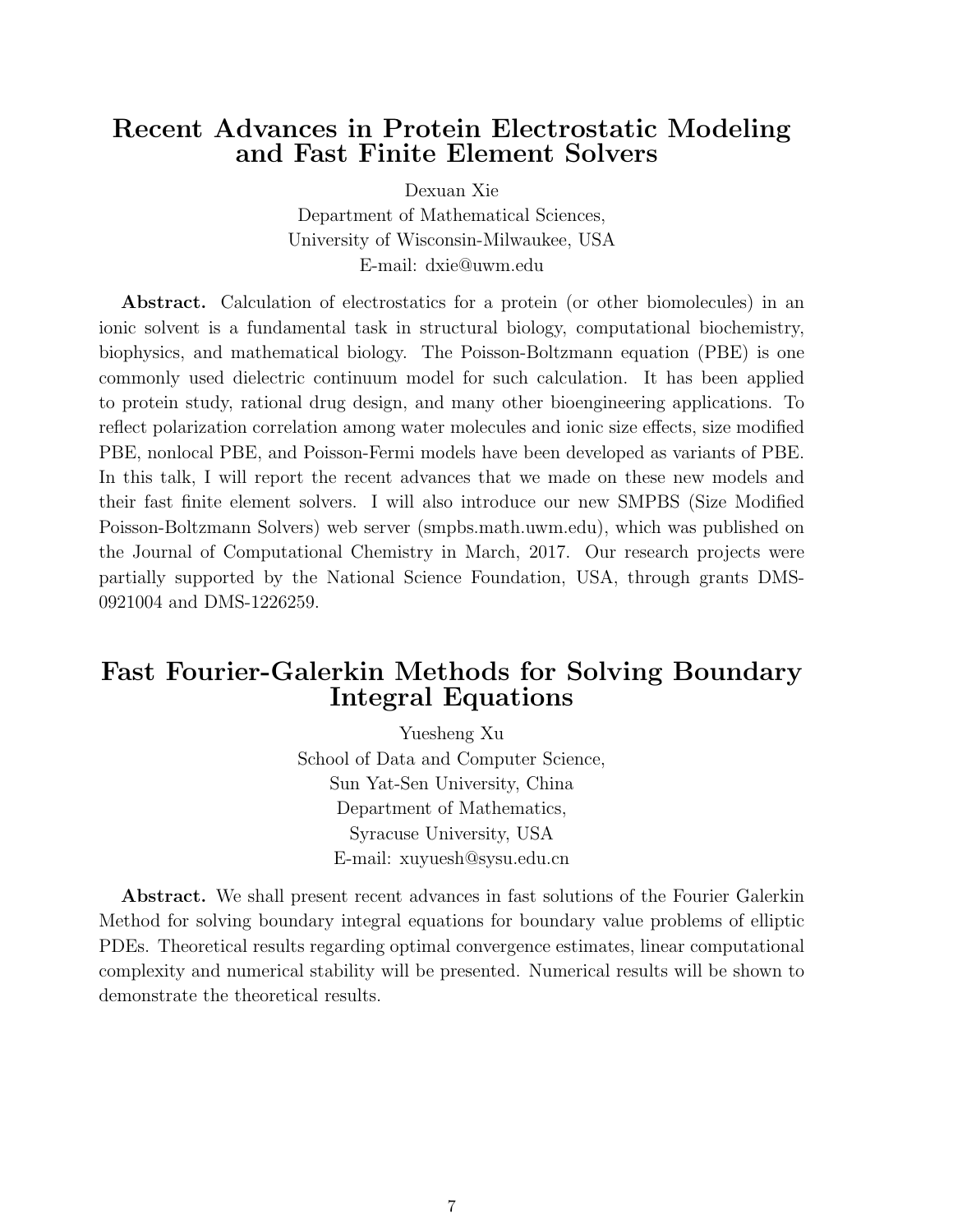## Recent Advances in Protein Electrostatic Modeling and Fast Finite Element Solvers

Dexuan Xie
Department of Mathematical Sciences,
University of Wisconsin-Milwaukee, USA
E-mail: dxie@uwm.edu

**Abstract.** Calculation of electrostatics for a protein (or other biomolecules) in an ionic solvent is a fundamental task in structural biology, computational biochemistry, biophysics, and mathematical biology. The Poisson-Boltzmann equation (PBE) is one commonly used dielectric continuum model for such calculation. It has been applied to protein study, rational drug design, and many other bioengineering applications. To reflect polarization correlation among water molecules and ionic size effects, size modified PBE, nonlocal PBE, and Poisson-Fermi models have been developed as variants of PBE. In this talk, I will report the recent advances that we made on these new models and their fast finite element solvers. I will also introduce our new SMPBS (Size Modified Poisson-Boltzmann Solvers) web server (smpbs.math.uwm.edu), which was published on the Journal of Computational Chemistry in March, 2017. Our research projects were partially supported by the National Science Foundation, USA, through grants DMS-0921004 and DMS-1226259.

## Fast Fourier-Galerkin Methods for Solving Boundary Integral Equations

Yuesheng Xu
School of Data and Computer Science,
Sun Yat-Sen University, China
Department of Mathematics,
Syracuse University, USA
E-mail: xuyuesh@sysu.edu.cn

**Abstract.** We shall present recent advances in fast solutions of the Fourier Galerkin Method for solving boundary integral equations for boundary value problems of elliptic PDEs. Theoretical results regarding optimal convergence estimates, linear computational complexity and numerical stability will be presented. Numerical results will be shown to demonstrate the theoretical results.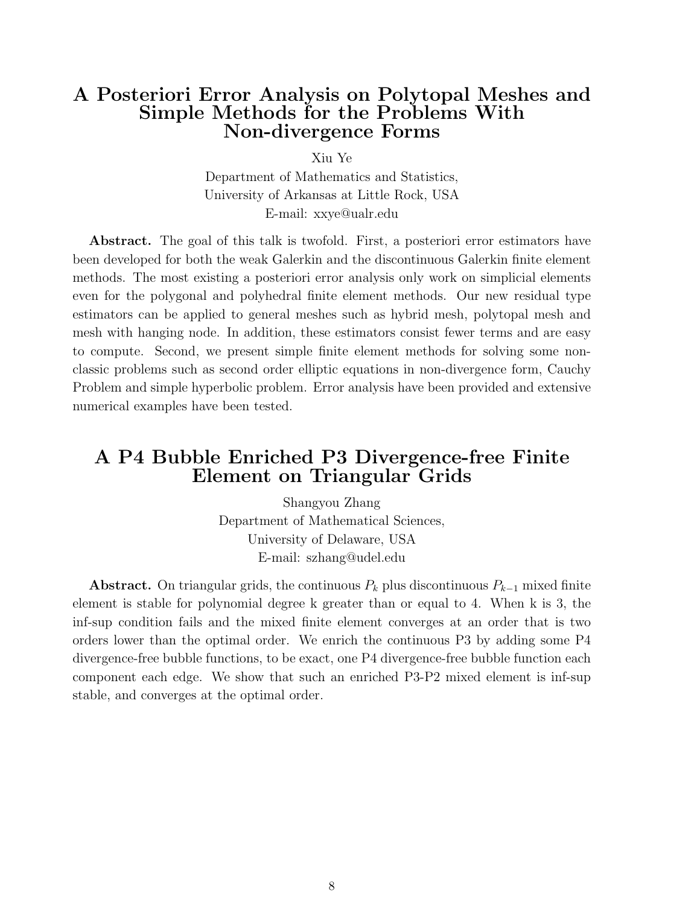## A Posteriori Error Analysis on Polytopal Meshes and Simple Methods for the Problems With Non-divergence Forms

Xiu Ye
Department of Mathematics and Statistics,
University of Arkansas at Little Rock, USA
E-mail: xxye@ualr.edu

**Abstract.** The goal of this talk is twofold. First, a posteriori error estimators have been developed for both the weak Galerkin and the discontinuous Galerkin finite element methods. The most existing a posteriori error analysis only work on simplicial elements even for the polygonal and polyhedral finite element methods. Our new residual type estimators can be applied to general meshes such as hybrid mesh, polytopal mesh and mesh with hanging node. In addition, these estimators consist fewer terms and are easy to compute. Second, we present simple finite element methods for solving some non-classic problems such as second order elliptic equations in non-divergence form, Cauchy Problem and simple hyperbolic problem. Error analysis have been provided and extensive numerical examples have been tested.

## A P4 Bubble Enriched P3 Divergence-free Finite Element on Triangular Grids

Shangyou Zhang
Department of Mathematical Sciences,
University of Delaware, USA
E-mail: szhang@udel.edu

**Abstract.** On triangular grids, the continuous $P_k$ plus discontinuous $P_{k-1}$ mixed finite element is stable for polynomial degree k greater than or equal to 4. When k is 3, the inf-sup condition fails and the mixed finite element converges at an order that is two orders lower than the optimal order. We enrich the continuous P3 by adding some P4 divergence-free bubble functions, to be exact, one P4 divergence-free bubble function each component each edge. We show that such an enriched P3-P2 mixed element is inf-sup stable, and converges at the optimal order.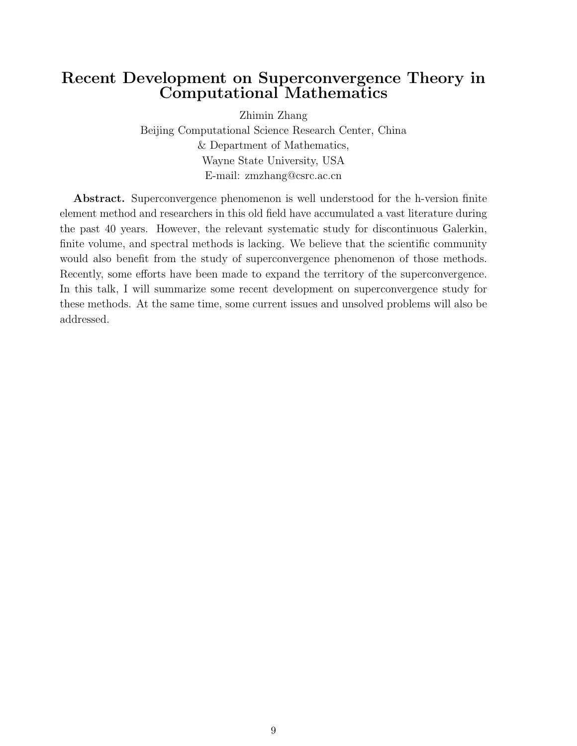# Recent Development on Superconvergence Theory in Computational Mathematics

Zhimin Zhang
Beijing Computational Science Research Center, China
& Department of Mathematics,
Wayne State University, USA
E-mail: zmzhang@csrc.ac.cn

**Abstract.** Superconvergence phenomenon is well understood for the h-version finite element method and researchers in this old field have accumulated a vast literature during the past 40 years. However, the relevant systematic study for discontinuous Galerkin, finite volume, and spectral methods is lacking. We believe that the scientific community would also benefit from the study of superconvergence phenomenon of those methods. Recently, some efforts have been made to expand the territory of the superconvergence. In this talk, I will summarize some recent development on superconvergence study for these methods. At the same time, some current issues and unsolved problems will also be addressed.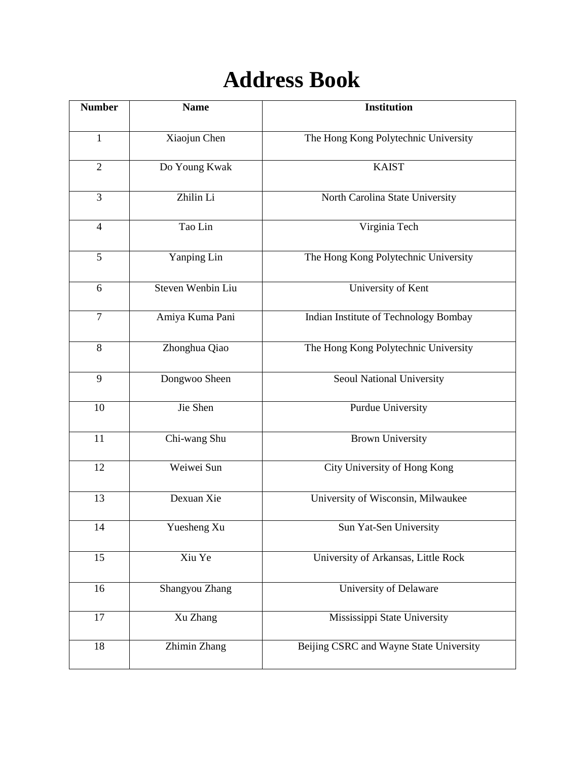# Address Book

| Number | Name | Institution |
|---|---|---|
| 1 | Xiaojun Chen | The Hong Kong Polytechnic University |
| 2 | Do Young Kwak | KAIST |
| 3 | Zhilin Li | North Carolina State University |
| 4 | Tao Lin | Virginia Tech |
| 5 | Yanping Lin | The Hong Kong Polytechnic University |
| 6 | Steven Wenbin Liu | University of Kent |
| 7 | Amiya Kuma Pani | Indian Institute of Technology Bombay |
| 8 | Zhonghua Qiao | The Hong Kong Polytechnic University |
| 9 | Dongwoo Sheen | Seoul National University |
| 10 | Jie Shen | Purdue University |
| 11 | Chi-wang Shu | Brown University |
| 12 | Weiwei Sun | City University of Hong Kong |
| 13 | Dexuan Xie | University of Wisconsin, Milwaukee |
| 14 | Yuesheng Xu | Sun Yat-Sen University |
| 15 | Xiu Ye | University of Arkansas, Little Rock |
| 16 | Shangyou Zhang | University of Delaware |
| 17 | Xu Zhang | Mississippi State University |
| 18 | Zhimin Zhang | Beijing CSRC and Wayne State University |